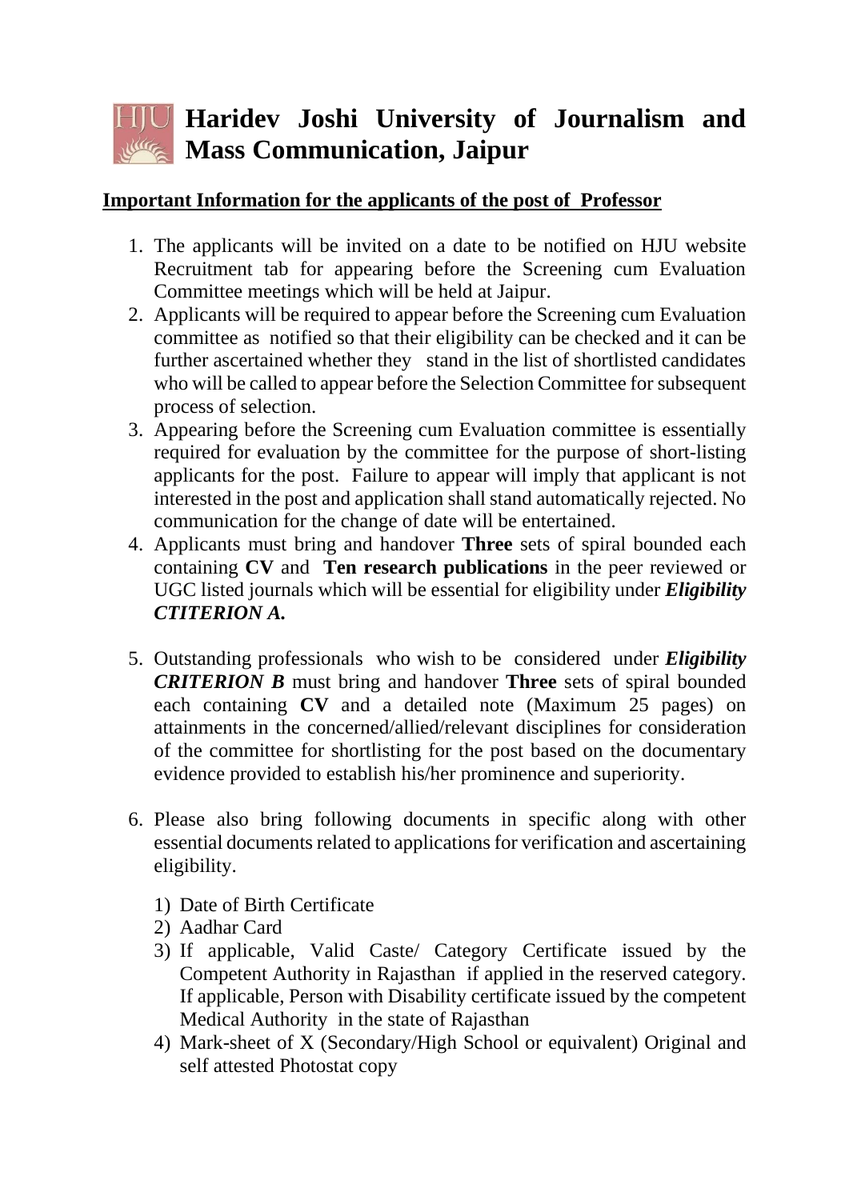# Haridev Joshi University of Journalism and Mass Communication, Jaipur

**Important Information for the applicants of the post of Professor**

1. The applicants will be invited on a date to be notified on HJU website Recruitment tab for appearing before the Screening cum Evaluation Committee meetings which will be held at Jaipur.
2. Applicants will be required to appear before the Screening cum Evaluation committee as notified so that their eligibility can be checked and it can be further ascertained whether they stand in the list of shortlisted candidates who will be called to appear before the Selection Committee for subsequent process of selection.
3. Appearing before the Screening cum Evaluation committee is essentially required for evaluation by the committee for the purpose of short-listing applicants for the post. Failure to appear will imply that applicant is not interested in the post and application shall stand automatically rejected. No communication for the change of date will be entertained.
4. Applicants must bring and handover **Three** sets of spiral bounded each containing **CV** and **Ten research publications** in the peer reviewed or UGC listed journals which will be essential for eligibility under ***Eligibility CTITERION A.***

5. Outstanding professionals who wish to be considered under ***Eligibility CRITERION B*** must bring and handover **Three** sets of spiral bounded each containing **CV** and a detailed note (Maximum 25 pages) on attainments in the concerned/allied/relevant disciplines for consideration of the committee for shortlisting for the post based on the documentary evidence provided to establish his/her prominence and superiority.

6. Please also bring following documents in specific along with other essential documents related to applications for verification and ascertaining eligibility.

   1) Date of Birth Certificate
   2) Aadhar Card
   3) If applicable, Valid Caste/ Category Certificate issued by the Competent Authority in Rajasthan if applied in the reserved category. If applicable, Person with Disability certificate issued by the competent Medical Authority in the state of Rajasthan
   4) Mark-sheet of X (Secondary/High School or equivalent) Original and self attested Photostat copy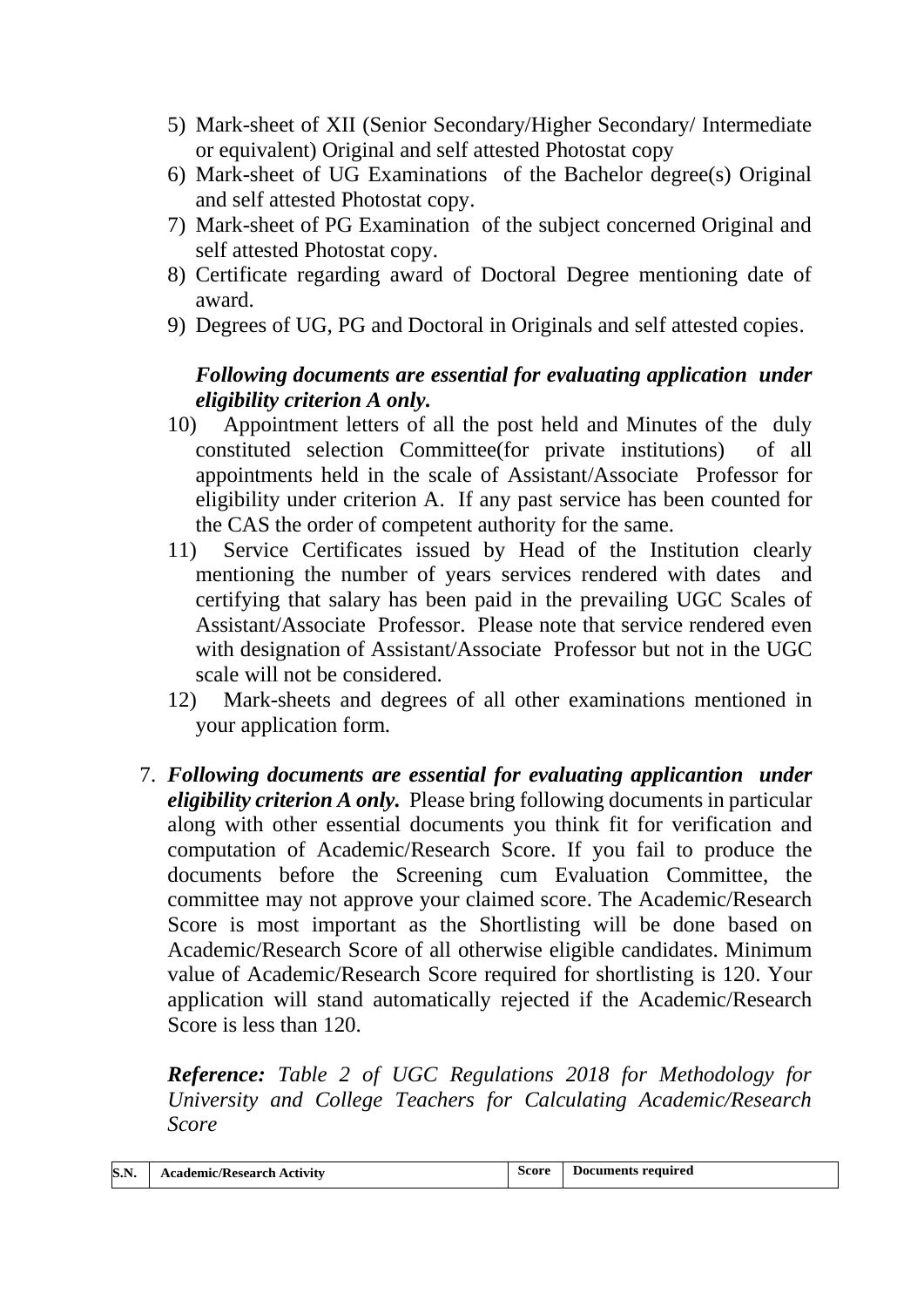5) Mark-sheet of XII (Senior Secondary/Higher Secondary/ Intermediate or equivalent) Original and self attested Photostat copy
6) Mark-sheet of UG Examinations of the Bachelor degree(s) Original and self attested Photostat copy.
7) Mark-sheet of PG Examination of the subject concerned Original and self attested Photostat copy.
8) Certificate regarding award of Doctoral Degree mentioning date of award.
9) Degrees of UG, PG and Doctoral in Originals and self attested copies.

***Following documents are essential for evaluating application under eligibility criterion A only.***

10) Appointment letters of all the post held and Minutes of the duly constituted selection Committee(for private institutions) of all appointments held in the scale of Assistant/Associate Professor for eligibility under criterion A. If any past service has been counted for the CAS the order of competent authority for the same.
11) Service Certificates issued by Head of the Institution clearly mentioning the number of years services rendered with dates and certifying that salary has been paid in the prevailing UGC Scales of Assistant/Associate Professor. Please note that service rendered even with designation of Assistant/Associate Professor but not in the UGC scale will not be considered.
12) Mark-sheets and degrees of all other examinations mentioned in your application form.

7. ***Following documents are essential for evaluating applicantion under eligibility criterion A only.*** Please bring following documents in particular along with other essential documents you think fit for verification and computation of Academic/Research Score. If you fail to produce the documents before the Screening cum Evaluation Committee, the committee may not approve your claimed score. The Academic/Research Score is most important as the Shortlisting will be done based on Academic/Research Score of all otherwise eligible candidates. Minimum value of Academic/Research Score required for shortlisting is 120. Your application will stand automatically rejected if the Academic/Research Score is less than 120.

   ***Reference:*** *Table 2 of UGC Regulations 2018 for Methodology for University and College Teachers for Calculating Academic/Research Score*

| S.N. | Academic/Research Activity | Score | Documents required |
|---|---|---|---|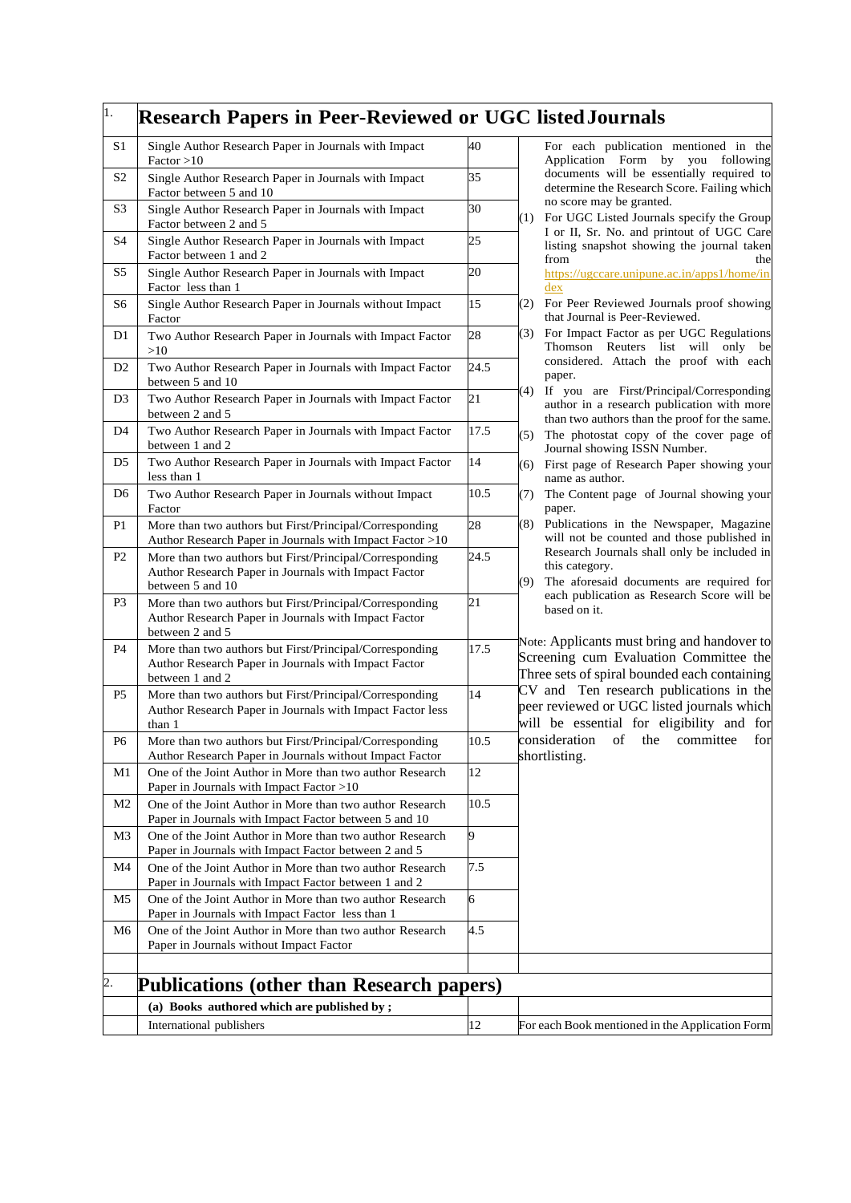| 1. | **Research Papers in Peer-Reviewed or UGC listed Journals** | | |
|---|---|---|---|
| S1 | Single Author Research Paper in Journals with Impact Factor >10 | 40 | For each publication mentioned in the Application Form by you following documents will be essentially required to determine the Research Score. Failing which no score may be granted.<br>(1) For UGC Listed Journals specify the Group I or II, Sr. No. and printout of UGC Care listing snapshot showing the journal taken from the https://ugccare.unipune.ac.in/apps1/home/index<br>(2) For Peer Reviewed Journals proof showing that Journal is Peer-Reviewed.<br>(3) For Impact Factor as per UGC Regulations Thomson Reuters list will only be considered. Attach the proof with each paper.<br>(4) If you are First/Principal/Corresponding author in a research publication with more than two authors than the proof for the same.<br>(5) The photostat copy of the cover page of Journal showing ISSN Number.<br>(6) First page of Research Paper showing your name as author.<br>(7) The Content page of Journal showing your paper.<br>(8) Publications in the Newspaper, Magazine will not be counted and those published in Research Journals shall only be included in this category.<br>(9) The aforesaid documents are required for each publication as Research Score will be based on it.<br><br>Note: Applicants must bring and handover to Screening cum Evaluation Committee the Three sets of spiral bounded each containing CV and Ten research publications in the peer reviewed or UGC listed journals which will be essential for eligibility and for consideration of the committee for shortlisting. |
| S2 | Single Author Research Paper in Journals with Impact Factor between 5 and 10 | 35 | |
| S3 | Single Author Research Paper in Journals with Impact Factor between 2 and 5 | 30 | |
| S4 | Single Author Research Paper in Journals with Impact Factor between 1 and 2 | 25 | |
| S5 | Single Author Research Paper in Journals with Impact Factor less than 1 | 20 | |
| S6 | Single Author Research Paper in Journals without Impact Factor | 15 | |
| D1 | Two Author Research Paper in Journals with Impact Factor >10 | 28 | |
| D2 | Two Author Research Paper in Journals with Impact Factor between 5 and 10 | 24.5 | |
| D3 | Two Author Research Paper in Journals with Impact Factor between 2 and 5 | 21 | |
| D4 | Two Author Research Paper in Journals with Impact Factor between 1 and 2 | 17.5 | |
| D5 | Two Author Research Paper in Journals with Impact Factor less than 1 | 14 | |
| D6 | Two Author Research Paper in Journals without Impact Factor | 10.5 | |
| P1 | More than two authors but First/Principal/Corresponding Author Research Paper in Journals with Impact Factor >10 | 28 | |
| P2 | More than two authors but First/Principal/Corresponding Author Research Paper in Journals with Impact Factor between 5 and 10 | 24.5 | |
| P3 | More than two authors but First/Principal/Corresponding Author Research Paper in Journals with Impact Factor between 2 and 5 | 21 | |
| P4 | More than two authors but First/Principal/Corresponding Author Research Paper in Journals with Impact Factor between 1 and 2 | 17.5 | |
| P5 | More than two authors but First/Principal/Corresponding Author Research Paper in Journals with Impact Factor less than 1 | 14 | |
| P6 | More than two authors but First/Principal/Corresponding Author Research Paper in Journals without Impact Factor | 10.5 | |
| M1 | One of the Joint Author in More than two author Research Paper in Journals with Impact Factor >10 | 12 | |
| M2 | One of the Joint Author in More than two author Research Paper in Journals with Impact Factor between 5 and 10 | 10.5 | |
| M3 | One of the Joint Author in More than two author Research Paper in Journals with Impact Factor between 2 and 5 | 9 | |
| M4 | One of the Joint Author in More than two author Research Paper in Journals with Impact Factor between 1 and 2 | 7.5 | |
| M5 | One of the Joint Author in More than two author Research Paper in Journals with Impact Factor less than 1 | 6 | |
| M6 | One of the Joint Author in More than two author Research Paper in Journals without Impact Factor | 4.5 | |
| | | | |
| 2. | **Publications (other than Research papers)** | | |
| | **(a) Books authored which are published by ;** | | |
| | International publishers | 12 | For each Book mentioned in the Application Form |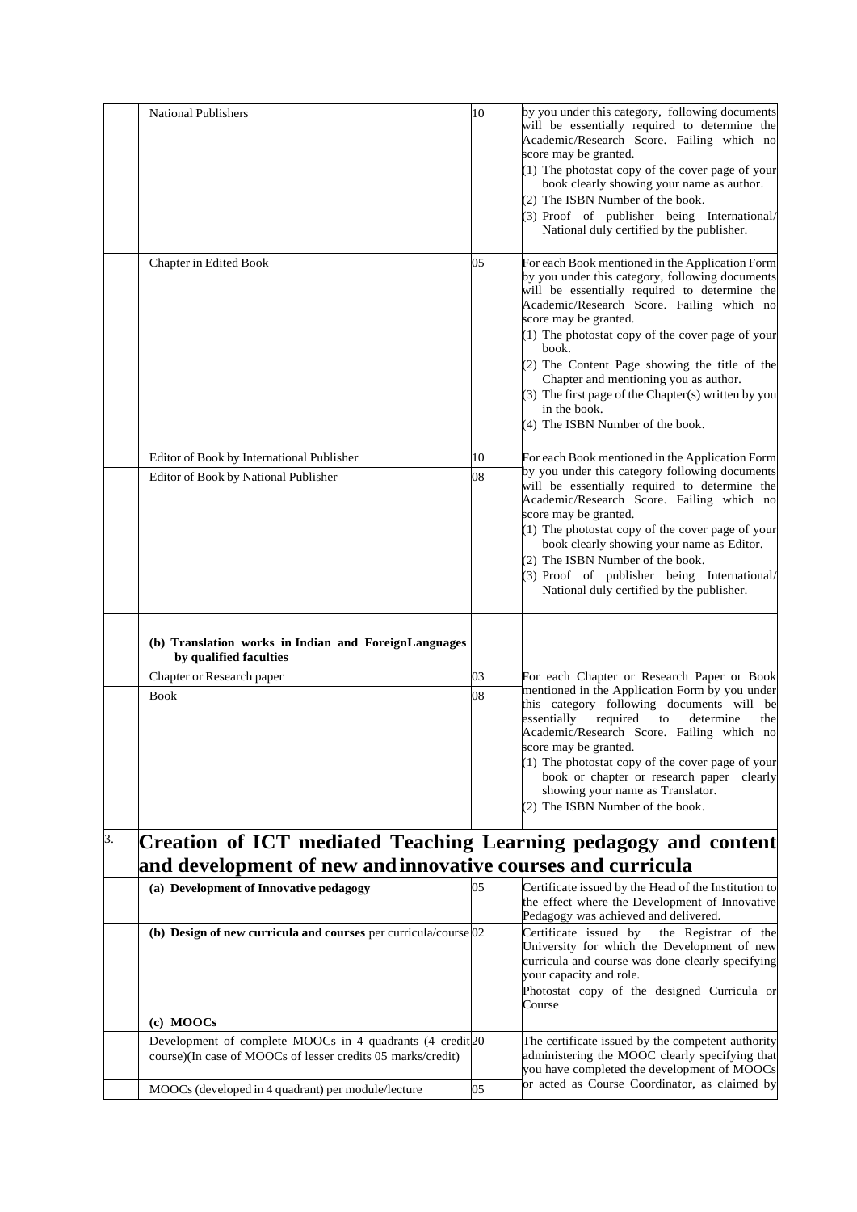| | | | |
|---|---|---|---|
| | National Publishers | 10 | by you under this category, following documents will be essentially required to determine the Academic/Research Score. Failing which no score may be granted.<br>(1) The photostat copy of the cover page of your book clearly showing your name as author.<br>(2) The ISBN Number of the book.<br>(3) Proof of publisher being International/ National duly certified by the publisher. |
| | Chapter in Edited Book | 05 | For each Book mentioned in the Application Form by you under this category, following documents will be essentially required to determine the Academic/Research Score. Failing which no score may be granted.<br>(1) The photostat copy of the cover page of your book.<br>(2) The Content Page showing the title of the Chapter and mentioning you as author.<br>(3) The first page of the Chapter(s) written by you in the book.<br>(4) The ISBN Number of the book. |
| | Editor of Book by International Publisher | 10 | For each Book mentioned in the Application Form by you under this category following documents will be essentially required to determine the Academic/Research Score. Failing which no score may be granted.<br>(1) The photostat copy of the cover page of your book clearly showing your name as Editor.<br>(2) The ISBN Number of the book.<br>(3) Proof of publisher being International/ National duly certified by the publisher. |
| | Editor of Book by National Publisher | 08 | |
| | | | |
| | **(b) Translation works in Indian and ForeignLanguages by qualified faculties** | | |
| | Chapter or Research paper | 03 | For each Chapter or Research Paper or Book mentioned in the Application Form by you under this category following documents will be essentially required to determine the Academic/Research Score. Failing which no score may be granted.<br>(1) The photostat copy of the cover page of your book or chapter or research paper clearly showing your name as Translator.<br>(2) The ISBN Number of the book. |
| | Book | 08 | |
| 3. | **Creation of ICT mediated Teaching Learning pedagogy and content and development of new and innovative courses and curricula** | | |
| | **(a) Development of Innovative pedagogy** | 05 | Certificate issued by the Head of the Institution to the effect where the Development of Innovative Pedagogy was achieved and delivered. |
| | **(b) Design of new curricula and courses** per curricula/course | 02 | Certificate issued by the Registrar of the University for which the Development of new curricula and course was done clearly specifying your capacity and role.<br>Photostat copy of the designed Curricula or Course |
| | **(c) MOOCs** | | |
| | Development of complete MOOCs in 4 quadrants (4 credit course)(In case of MOOCs of lesser credits 05 marks/credit) | 20 | The certificate issued by the competent authority administering the MOOC clearly specifying that you have completed the development of MOOCs or acted as Course Coordinator, as claimed by |
| | MOOCs (developed in 4 quadrant) per module/lecture | 05 | |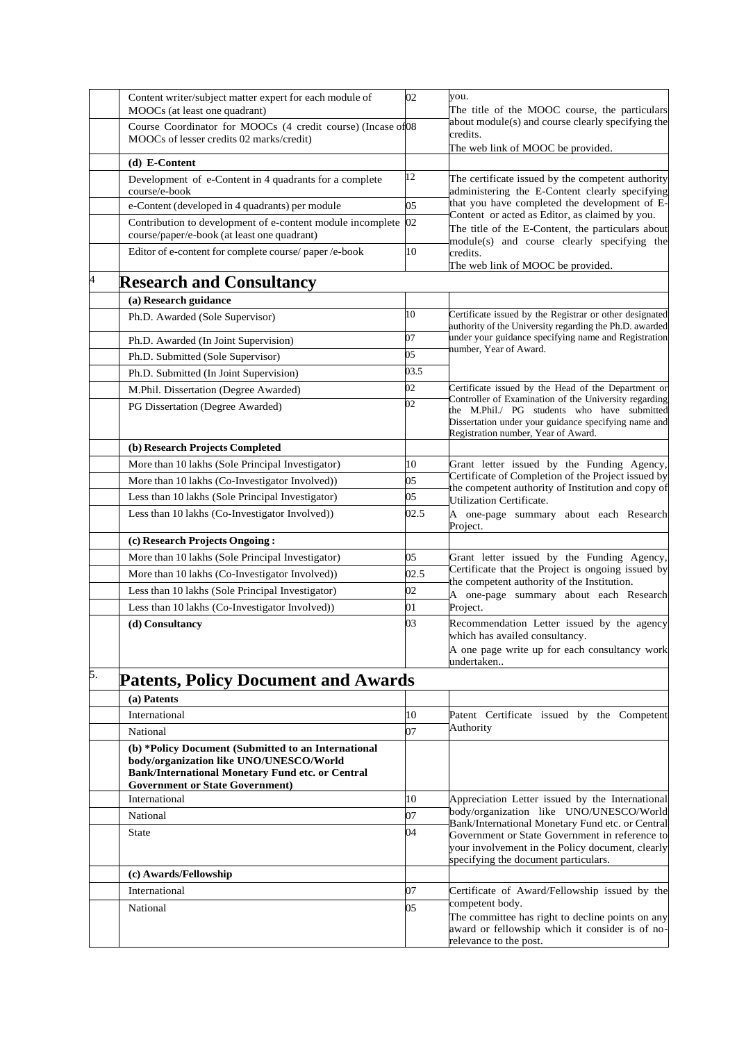| | | | |
|---|---|---|---|
| | Content writer/subject matter expert for each module of MOOCs (at least one quadrant) | 02 | you. The title of the MOOC course, the particulars about module(s) and course clearly specifying the credits. The web link of MOOC be provided. |
| | Course Coordinator for MOOCs (4 credit course) (Incase of MOOCs of lesser credits 02 marks/credit) | 08 | |
| | **(d) E-Content** | | |
| | Development of e-Content in 4 quadrants for a complete course/e-book | 12 | The certificate issued by the competent authority administering the E-Content clearly specifying that you have completed the development of E-Content or acted as Editor, as claimed by you. The title of the E-Content, the particulars about module(s) and course clearly specifying the credits. The web link of MOOC be provided. |
| | e-Content (developed in 4 quadrants) per module | 05 | |
| | Contribution to development of e-content module incomplete course/paper/e-book (at least one quadrant) | 02 | |
| | Editor of e-content for complete course/ paper /e-book | 10 | |
| 4 | **Research and Consultancy** | | |
| | **(a) Research guidance** | | |
| | Ph.D. Awarded (Sole Supervisor) | 10 | Certificate issued by the Registrar or other designated authority of the University regarding the Ph.D. awarded under your guidance specifying name and Registration number, Year of Award. |
| | Ph.D. Awarded (In Joint Supervision) | 07 | |
| | Ph.D. Submitted (Sole Supervisor) | 05 | |
| | Ph.D. Submitted (In Joint Supervision) | 03.5 | |
| | M.Phil. Dissertation (Degree Awarded) | 02 | Certificate issued by the Head of the Department or Controller of Examination of the University regarding the M.Phil./ PG students who have submitted Dissertation under your guidance specifying name and Registration number, Year of Award. |
| | PG Dissertation (Degree Awarded) | 02 | |
| | **(b) Research Projects Completed** | | |
| | More than 10 lakhs (Sole Principal Investigator) | 10 | Grant letter issued by the Funding Agency, Certificate of Completion of the Project issued by the competent authority of Institution and copy of Utilization Certificate. A one-page summary about each Research Project. |
| | More than 10 lakhs (Co-Investigator Involved)) | 05 | |
| | Less than 10 lakhs (Sole Principal Investigator) | 05 | |
| | Less than 10 lakhs (Co-Investigator Involved)) | 02.5 | |
| | **(c) Research Projects Ongoing :** | | |
| | More than 10 lakhs (Sole Principal Investigator) | 05 | Grant letter issued by the Funding Agency, Certificate that the Project is ongoing issued by the competent authority of the Institution. A one-page summary about each Research Project. |
| | More than 10 lakhs (Co-Investigator Involved)) | 02.5 | |
| | Less than 10 lakhs (Sole Principal Investigator) | 02 | |
| | Less than 10 lakhs (Co-Investigator Involved)) | 01 | |
| | **(d) Consultancy** | 03 | Recommendation Letter issued by the agency which has availed consultancy. A one page write up for each consultancy work undertaken.. |
| 5. | **Patents, Policy Document and Awards** | | |
| | **(a) Patents** | | |
| | International | 10 | Patent Certificate issued by the Competent Authority |
| | National | 07 | |
| | **(b) *Policy Document (Submitted to an International body/organization like UNO/UNESCO/World Bank/International Monetary Fund etc. or Central Government or State Government)** | | |
| | International | 10 | Appreciation Letter issued by the International body/organization like UNO/UNESCO/World Bank/International Monetary Fund etc. or Central Government or State Government in reference to your involvement in the Policy document, clearly specifying the document particulars. |
| | National | 07 | |
| | State | 04 | |
| | **(c) Awards/Fellowship** | | |
| | International | 07 | Certificate of Award/Fellowship issued by the competent body. The committee has right to decline points on any award or fellowship which it consider is of no-relevance to the post. |
| | National | 05 | |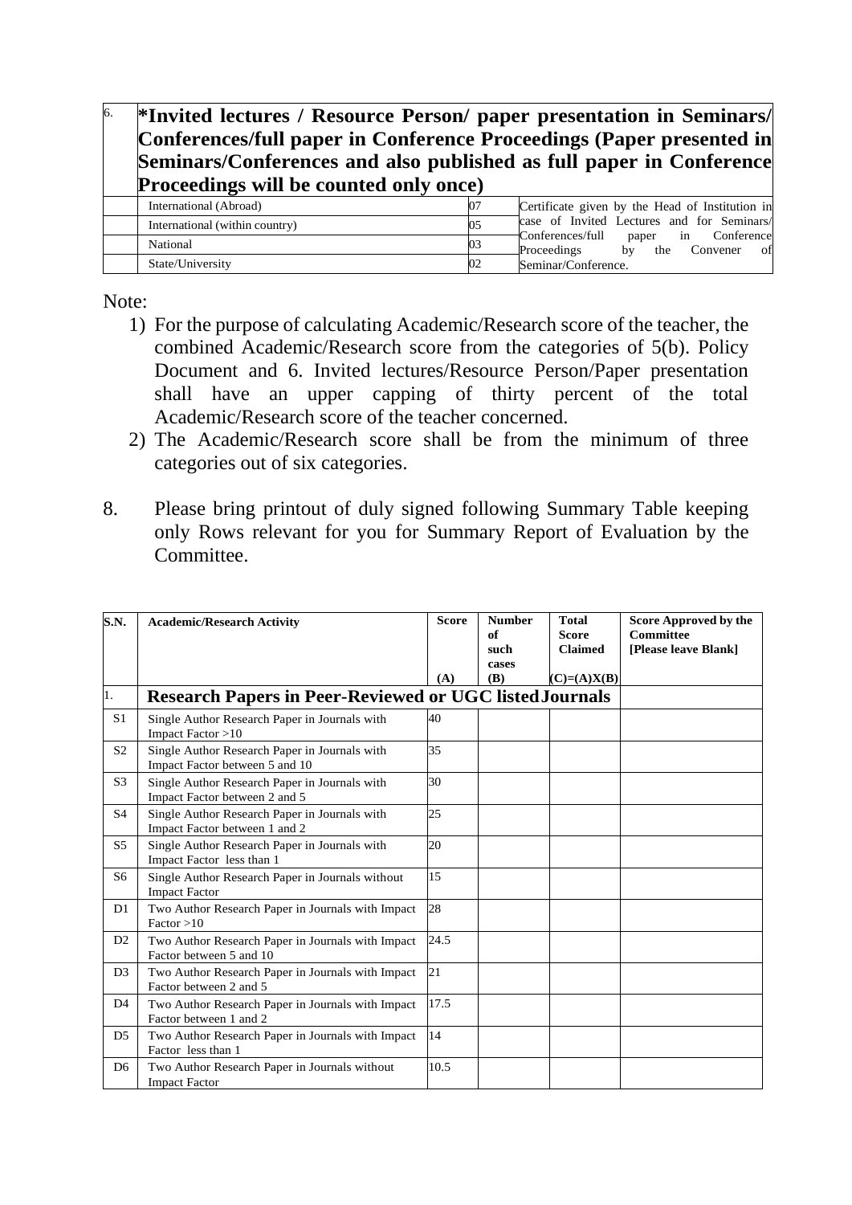| 6. | **\*Invited lectures / Resource Person/ paper presentation in Seminars/ Conferences/full paper in Conference Proceedings (Paper presented in Seminars/Conferences and also published as full paper in Conference Proceedings will be counted only once)** | | |
|---|---|---|---|
| | International (Abroad) | 07 | Certificate given by the Head of Institution in case of Invited Lectures and for Seminars/ Conferences/full paper in Conference Proceedings by the Convener of Seminar/Conference. |
| | International (within country) | 05 | |
| | National | 03 | |
| | State/University | 02 | |

Note:

1) For the purpose of calculating Academic/Research score of the teacher, the combined Academic/Research score from the categories of 5(b). Policy Document and 6. Invited lectures/Resource Person/Paper presentation shall have an upper capping of thirty percent of the total Academic/Research score of the teacher concerned.
2) The Academic/Research score shall be from the minimum of three categories out of six categories.

8. Please bring printout of duly signed following Summary Table keeping only Rows relevant for you for Summary Report of Evaluation by the Committee.

| S.N. | Academic/Research Activity | Score (A) | Number of such cases (B) | Total Score Claimed (C)=(A)X(B) | Score Approved by the Committee [Please leave Blank] |
|---|---|---|---|---|---|
| 1. | **Research Papers in Peer-Reviewed or UGC listed Journals** | | | | |
| S1 | Single Author Research Paper in Journals with Impact Factor >10 | 40 | | | |
| S2 | Single Author Research Paper in Journals with Impact Factor between 5 and 10 | 35 | | | |
| S3 | Single Author Research Paper in Journals with Impact Factor between 2 and 5 | 30 | | | |
| S4 | Single Author Research Paper in Journals with Impact Factor between 1 and 2 | 25 | | | |
| S5 | Single Author Research Paper in Journals with Impact Factor less than 1 | 20 | | | |
| S6 | Single Author Research Paper in Journals without Impact Factor | 15 | | | |
| D1 | Two Author Research Paper in Journals with Impact Factor >10 | 28 | | | |
| D2 | Two Author Research Paper in Journals with Impact Factor between 5 and 10 | 24.5 | | | |
| D3 | Two Author Research Paper in Journals with Impact Factor between 2 and 5 | 21 | | | |
| D4 | Two Author Research Paper in Journals with Impact Factor between 1 and 2 | 17.5 | | | |
| D5 | Two Author Research Paper in Journals with Impact Factor less than 1 | 14 | | | |
| D6 | Two Author Research Paper in Journals without Impact Factor | 10.5 | | | |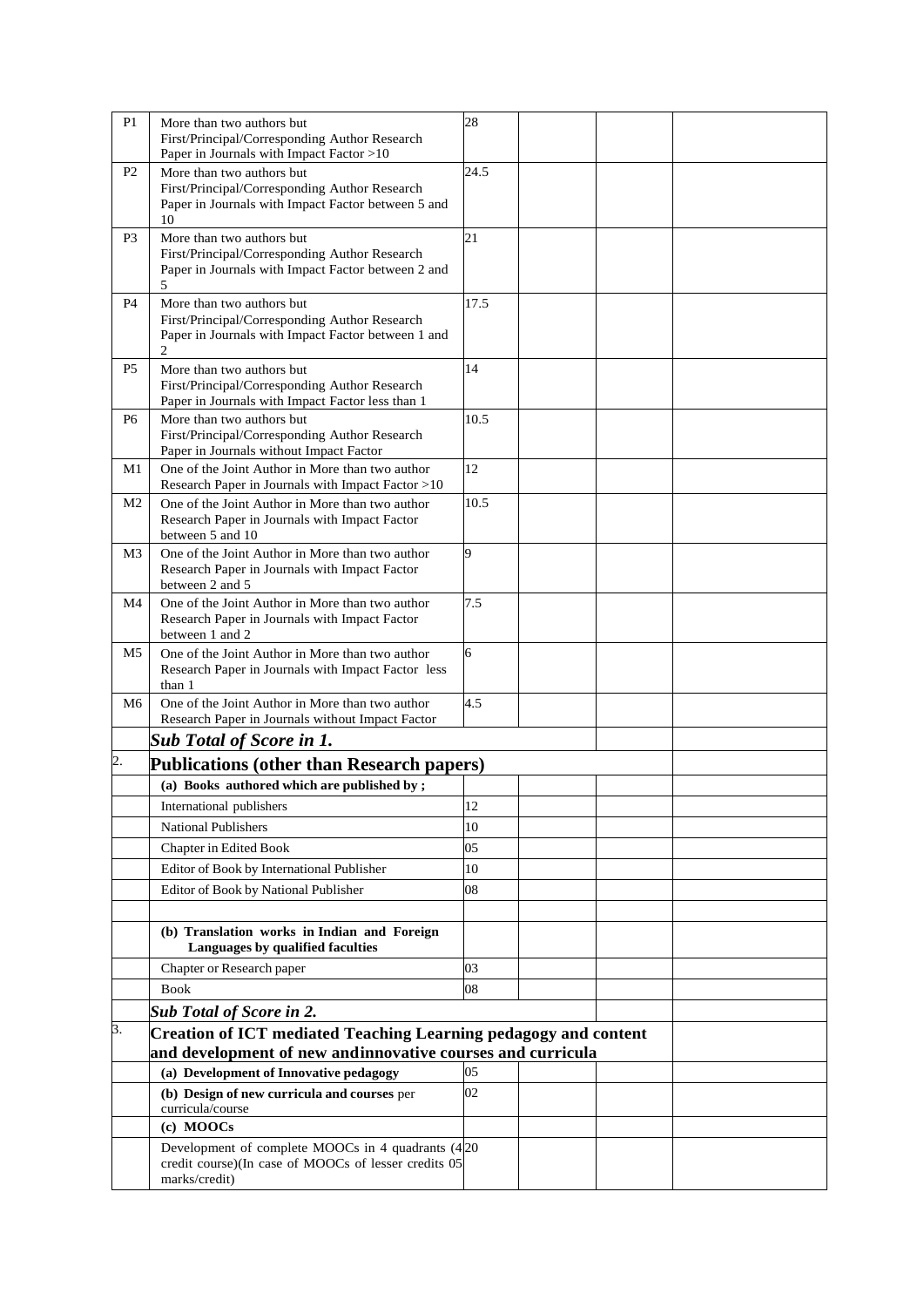| | | | | | |
|---|---|---|---|---|---|
| P1 | More than two authors but First/Principal/Corresponding Author Research Paper in Journals with Impact Factor >10 | 28 | | | |
| P2 | More than two authors but First/Principal/Corresponding Author Research Paper in Journals with Impact Factor between 5 and 10 | 24.5 | | | |
| P3 | More than two authors but First/Principal/Corresponding Author Research Paper in Journals with Impact Factor between 2 and 5 | 21 | | | |
| P4 | More than two authors but First/Principal/Corresponding Author Research Paper in Journals with Impact Factor between 1 and 2 | 17.5 | | | |
| P5 | More than two authors but First/Principal/Corresponding Author Research Paper in Journals with Impact Factor less than 1 | 14 | | | |
| P6 | More than two authors but First/Principal/Corresponding Author Research Paper in Journals without Impact Factor | 10.5 | | | |
| M1 | One of the Joint Author in More than two author Research Paper in Journals with Impact Factor >10 | 12 | | | |
| M2 | One of the Joint Author in More than two author Research Paper in Journals with Impact Factor between 5 and 10 | 10.5 | | | |
| M3 | One of the Joint Author in More than two author Research Paper in Journals with Impact Factor between 2 and 5 | 9 | | | |
| M4 | One of the Joint Author in More than two author Research Paper in Journals with Impact Factor between 1 and 2 | 7.5 | | | |
| M5 | One of the Joint Author in More than two author Research Paper in Journals with Impact Factor less than 1 | 6 | | | |
| M6 | One of the Joint Author in More than two author Research Paper in Journals without Impact Factor | 4.5 | | | |
| | ***Sub Total of Score in 1.*** | | | | |
| 2. | **Publications (other than Research papers)** | | | | |
| | **(a) Books authored which are published by ;** | | | | |
| | International publishers | 12 | | | |
| | National Publishers | 10 | | | |
| | Chapter in Edited Book | 05 | | | |
| | Editor of Book by International Publisher | 10 | | | |
| | Editor of Book by National Publisher | 08 | | | |
| | | | | | |
| | **(b) Translation works in Indian and Foreign Languages by qualified faculties** | | | | |
| | Chapter or Research paper | 03 | | | |
| | Book | 08 | | | |
| | ***Sub Total of Score in 2.*** | | | | |
| 3. | **Creation of ICT mediated Teaching Learning pedagogy and content and development of new andinnovative courses and curricula** | | | | |
| | **(a) Development of Innovative pedagogy** | 05 | | | |
| | **(b) Design of new curricula and courses** per curricula/course | 02 | | | |
| | **(c) MOOCs** | | | | |
| | Development of complete MOOCs in 4 quadrants (4 credit course)(In case of MOOCs of lesser credits 05 marks/credit) | 20 | | | |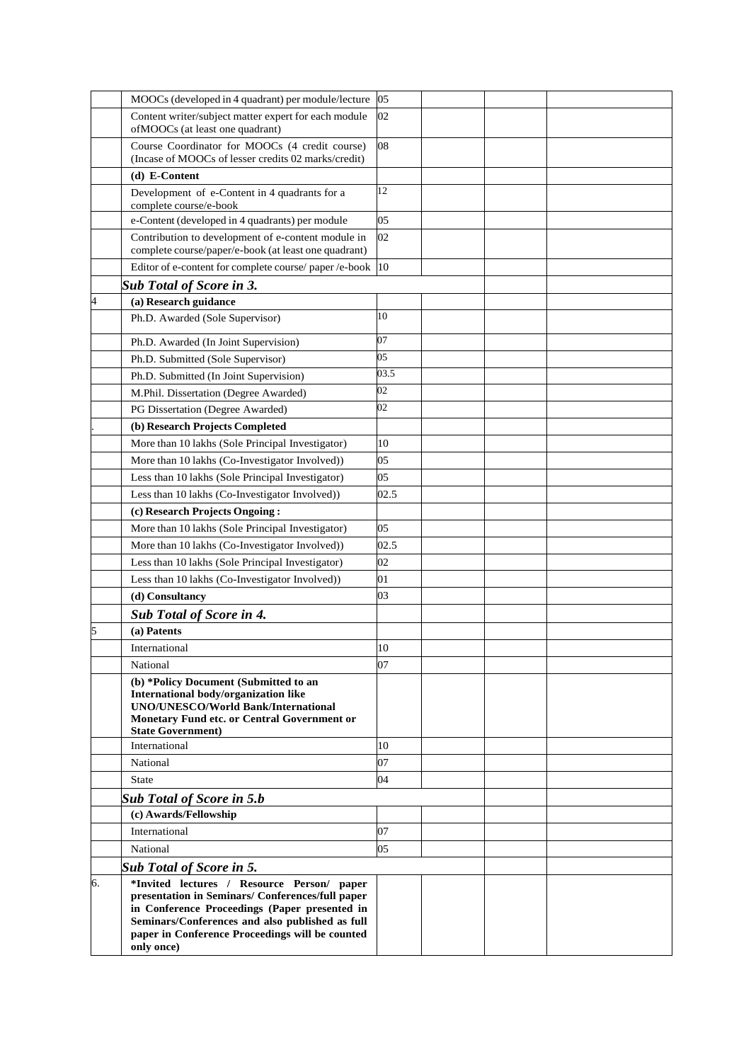| | | | | | |
|---|---|---|---|---|---|
| | MOOCs (developed in 4 quadrant) per module/lecture | 05 | | | |
| | Content writer/subject matter expert for each module ofMOOCs (at least one quadrant) | 02 | | | |
| | Course Coordinator for MOOCs (4 credit course) (Incase of MOOCs of lesser credits 02 marks/credit) | 08 | | | |
| | **(d) E-Content** | | | | |
| | Development of e-Content in 4 quadrants for a complete course/e-book | 12 | | | |
| | e-Content (developed in 4 quadrants) per module | 05 | | | |
| | Contribution to development of e-content module in complete course/paper/e-book (at least one quadrant) | 02 | | | |
| | Editor of e-content for complete course/ paper /e-book | 10 | | | |
| | ***Sub Total of Score in 3.*** | | | | |
| 4 | **(a) Research guidance** | | | | |
| | Ph.D. Awarded (Sole Supervisor) | 10 | | | |
| | Ph.D. Awarded (In Joint Supervision) | 07 | | | |
| | Ph.D. Submitted (Sole Supervisor) | 05 | | | |
| | Ph.D. Submitted (In Joint Supervision) | 03.5 | | | |
| | M.Phil. Dissertation (Degree Awarded) | 02 | | | |
| | PG Dissertation (Degree Awarded) | 02 | | | |
| . | **(b) Research Projects Completed** | | | | |
| | More than 10 lakhs (Sole Principal Investigator) | 10 | | | |
| | More than 10 lakhs (Co-Investigator Involved)) | 05 | | | |
| | Less than 10 lakhs (Sole Principal Investigator) | 05 | | | |
| | Less than 10 lakhs (Co-Investigator Involved)) | 02.5 | | | |
| | **(c) Research Projects Ongoing :** | | | | |
| | More than 10 lakhs (Sole Principal Investigator) | 05 | | | |
| | More than 10 lakhs (Co-Investigator Involved)) | 02.5 | | | |
| | Less than 10 lakhs (Sole Principal Investigator) | 02 | | | |
| | Less than 10 lakhs (Co-Investigator Involved)) | 01 | | | |
| | **(d) Consultancy** | 03 | | | |
| | ***Sub Total of Score in 4.*** | | | | |
| 5 | **(a) Patents** | | | | |
| | International | 10 | | | |
| | National | 07 | | | |
| | **(b) *Policy Document (Submitted to an International body/organization like UNO/UNESCO/World Bank/International Monetary Fund etc. or Central Government or State Government)** | | | | |
| | International | 10 | | | |
| | National | 07 | | | |
| | State | 04 | | | |
| | ***Sub Total of Score in 5.b*** | | | | |
| | **(c) Awards/Fellowship** | | | | |
| | International | 07 | | | |
| | National | 05 | | | |
| | ***Sub Total of Score in 5.*** | | | | |
| 6. | **\*Invited lectures / Resource Person/ paper presentation in Seminars/ Conferences/full paper in Conference Proceedings (Paper presented in Seminars/Conferences and also published as full paper in Conference Proceedings will be counted only once)** | | | | |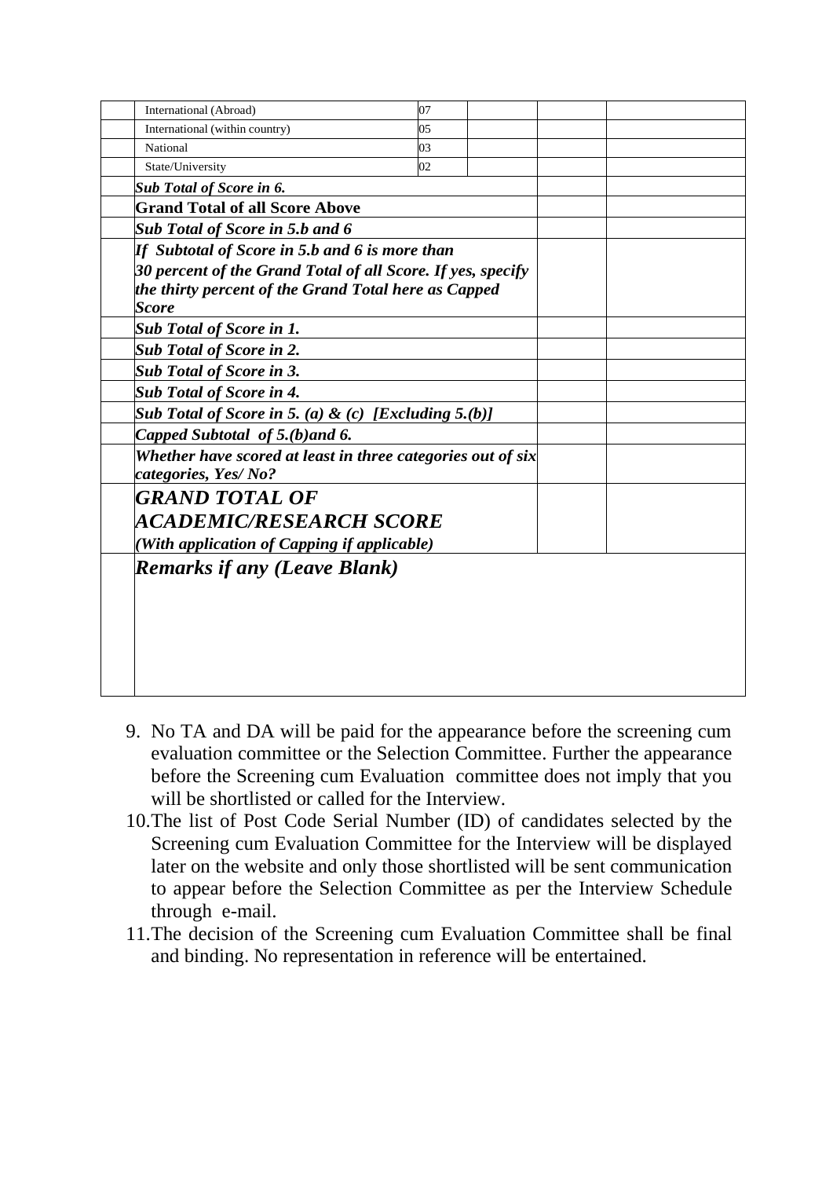| | | | | | |
|---|---|---|---|---|---|
| | International (Abroad) | 07 | | | |
| | International (within country) | 05 | | | |
| | National | 03 | | | |
| | State/University | 02 | | | |
| | ***Sub Total of Score in 6.*** | | | | |
| | **Grand Total of all Score Above** | | | | |
| | ***Sub Total of Score in 5.b and 6*** | | | | |
| | ***If Subtotal of Score in 5.b and 6 is more than 30 percent of the Grand Total of all Score. If yes, specify the thirty percent of the Grand Total here as Capped Score*** | | | | |
| | ***Sub Total of Score in 1.*** | | | | |
| | ***Sub Total of Score in 2.*** | | | | |
| | ***Sub Total of Score in 3.*** | | | | |
| | ***Sub Total of Score in 4.*** | | | | |
| | ***Sub Total of Score in 5. (a) & (c) [Excluding 5.(b)]*** | | | | |
| | ***Capped Subtotal of 5.(b)and 6.*** | | | | |
| | ***Whether have scored at least in three categories out of six categories, Yes/ No?*** | | | | |
| | ***GRAND TOTAL OF ACADEMIC/RESEARCH SCORE (With application of Capping if applicable)*** | | | | |
| | ***Remarks if any (Leave Blank)*** | | | | |

9. No TA and DA will be paid for the appearance before the screening cum evaluation committee or the Selection Committee. Further the appearance before the Screening cum Evaluation committee does not imply that you will be shortlisted or called for the Interview.
10. The list of Post Code Serial Number (ID) of candidates selected by the Screening cum Evaluation Committee for the Interview will be displayed later on the website and only those shortlisted will be sent communication to appear before the Selection Committee as per the Interview Schedule through e-mail.
11. The decision of the Screening cum Evaluation Committee shall be final and binding. No representation in reference will be entertained.